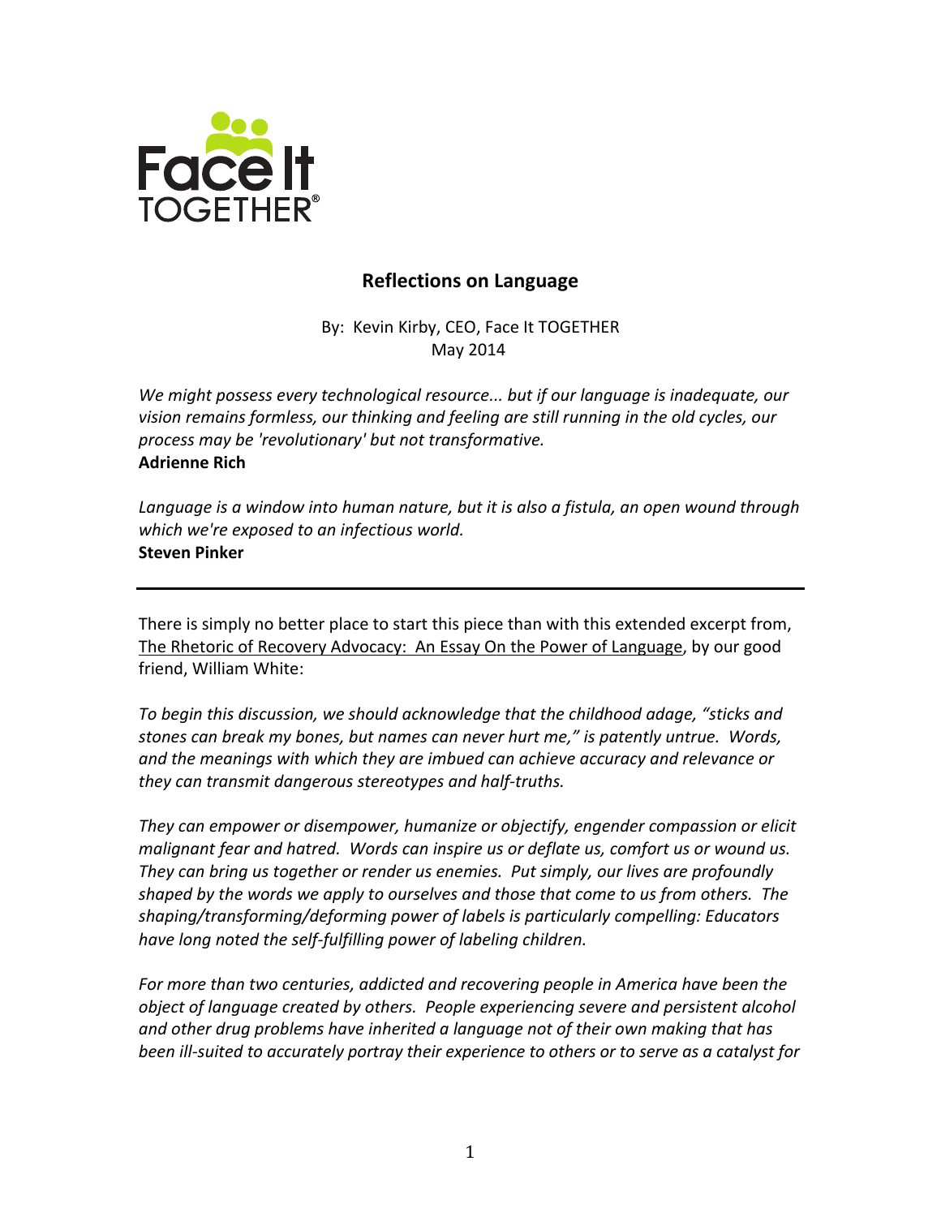# Reflections on Language

By: Kevin Kirby, CEO, Face It TOGETHER
May 2014

*We might possess every technological resource... but if our language is inadequate, our vision remains formless, our thinking and feeling are still running in the old cycles, our process may be 'revolutionary' but not transformative.*
**Adrienne Rich**

*Language is a window into human nature, but it is also a fistula, an open wound through which we're exposed to an infectious world.*
**Steven Pinker**

---

There is simply no better place to start this piece than with this extended excerpt from, The Rhetoric of Recovery Advocacy: An Essay On the Power of Language, by our good friend, William White:

*To begin this discussion, we should acknowledge that the childhood adage, "sticks and stones can break my bones, but names can never hurt me," is patently untrue. Words, and the meanings with which they are imbued can achieve accuracy and relevance or they can transmit dangerous stereotypes and half-truths.*

*They can empower or disempower, humanize or objectify, engender compassion or elicit malignant fear and hatred. Words can inspire us or deflate us, comfort us or wound us. They can bring us together or render us enemies. Put simply, our lives are profoundly shaped by the words we apply to ourselves and those that come to us from others. The shaping/transforming/deforming power of labels is particularly compelling: Educators have long noted the self-fulfilling power of labeling children.*

*For more than two centuries, addicted and recovering people in America have been the object of language created by others. People experiencing severe and persistent alcohol and other drug problems have inherited a language not of their own making that has been ill-suited to accurately portray their experience to others or to serve as a catalyst for*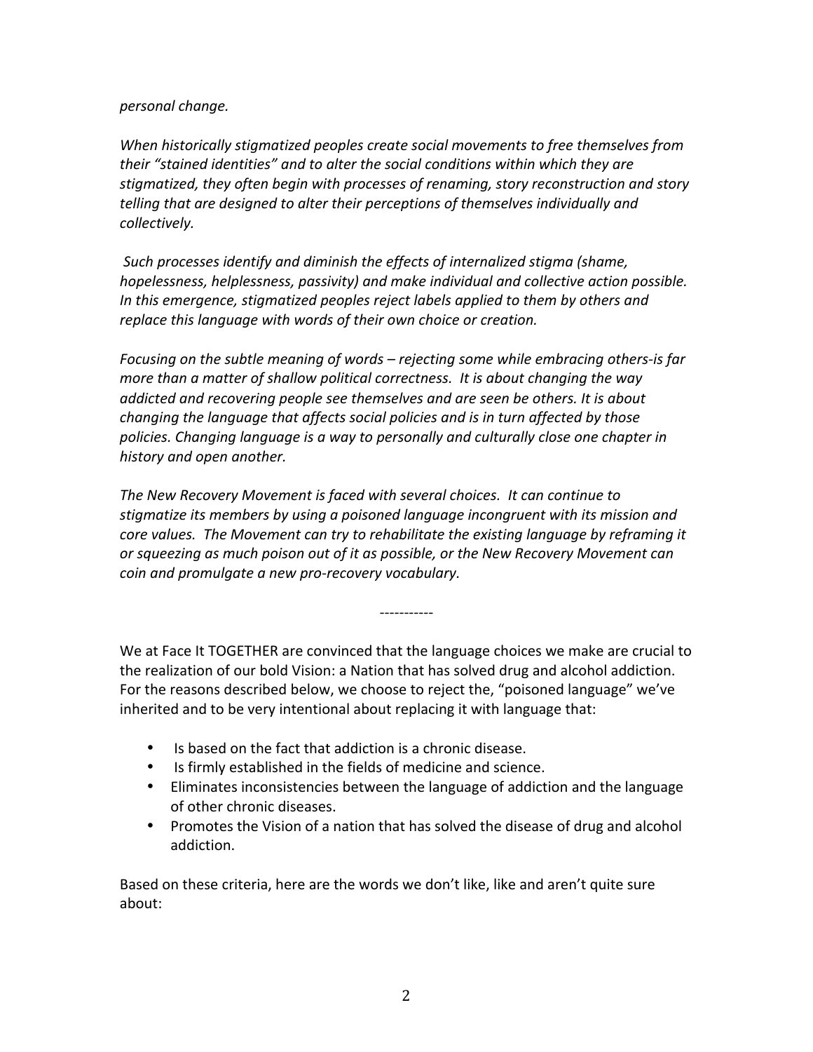*personal change.*

*When historically stigmatized peoples create social movements to free themselves from their "stained identities" and to alter the social conditions within which they are stigmatized, they often begin with processes of renaming, story reconstruction and story telling that are designed to alter their perceptions of themselves individually and collectively.*

*Such processes identify and diminish the effects of internalized stigma (shame, hopelessness, helplessness, passivity) and make individual and collective action possible. In this emergence, stigmatized peoples reject labels applied to them by others and replace this language with words of their own choice or creation.*

*Focusing on the subtle meaning of words – rejecting some while embracing others-is far more than a matter of shallow political correctness. It is about changing the way addicted and recovering people see themselves and are seen be others. It is about changing the language that affects social policies and is in turn affected by those policies. Changing language is a way to personally and culturally close one chapter in history and open another.*

*The New Recovery Movement is faced with several choices. It can continue to stigmatize its members by using a poisoned language incongruent with its mission and core values. The Movement can try to rehabilitate the existing language by reframing it or squeezing as much poison out of it as possible, or the New Recovery Movement can coin and promulgate a new pro-recovery vocabulary.*

-----------

We at Face It TOGETHER are convinced that the language choices we make are crucial to the realization of our bold Vision: a Nation that has solved drug and alcohol addiction. For the reasons described below, we choose to reject the, "poisoned language" we've inherited and to be very intentional about replacing it with language that:

- Is based on the fact that addiction is a chronic disease.
- Is firmly established in the fields of medicine and science.
- Eliminates inconsistencies between the language of addiction and the language of other chronic diseases.
- Promotes the Vision of a nation that has solved the disease of drug and alcohol addiction.

Based on these criteria, here are the words we don't like, like and aren't quite sure about: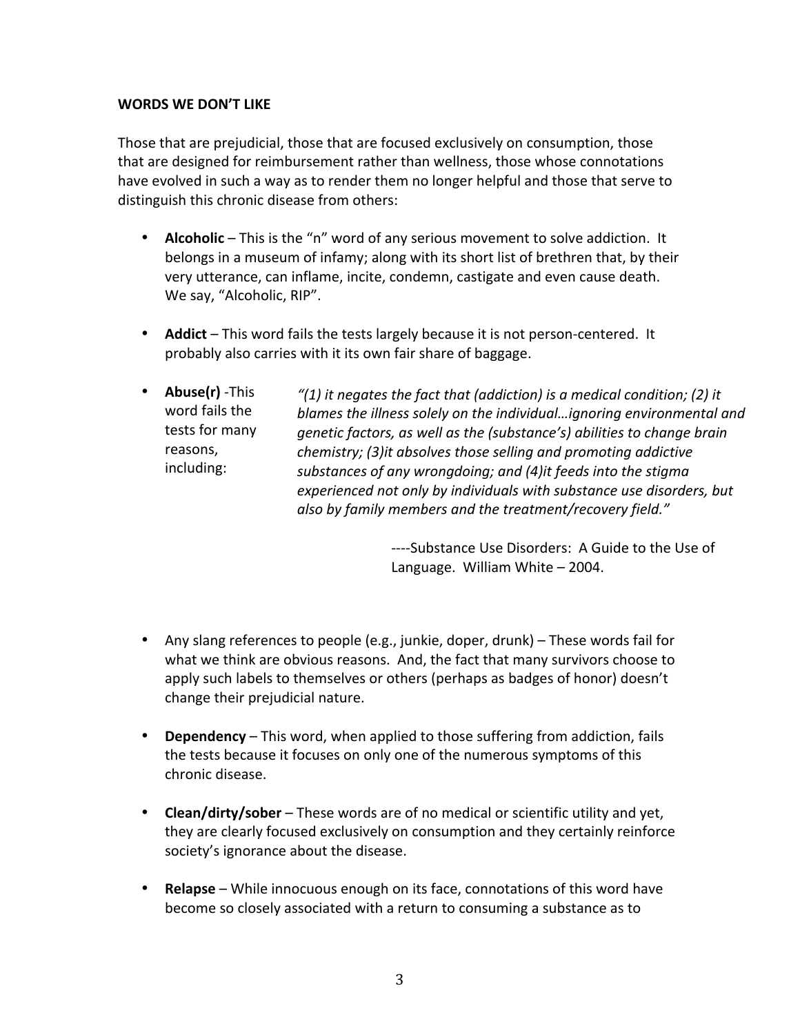**WORDS WE DON'T LIKE**

Those that are prejudicial, those that are focused exclusively on consumption, those that are designed for reimbursement rather than wellness, those whose connotations have evolved in such a way as to render them no longer helpful and those that serve to distinguish this chronic disease from others:

- **Alcoholic** – This is the "n" word of any serious movement to solve addiction. It belongs in a museum of infamy; along with its short list of brethren that, by their very utterance, can inflame, incite, condemn, castigate and even cause death. We say, "Alcoholic, RIP".

- **Addict** – This word fails the tests largely because it is not person-centered. It probably also carries with it its own fair share of baggage.

- **Abuse(r)** -This word fails the tests for many reasons, including:

  *"(1) it negates the fact that (addiction) is a medical condition; (2) it blames the illness solely on the individual…ignoring environmental and genetic factors, as well as the (substance's) abilities to change brain chemistry; (3)it absolves those selling and promoting addictive substances of any wrongdoing; and (4)it feeds into the stigma experienced not only by individuals with substance use disorders, but also by family members and the treatment/recovery field."*

  ----Substance Use Disorders: A Guide to the Use of Language. William White – 2004.

- Any slang references to people (e.g., junkie, doper, drunk) – These words fail for what we think are obvious reasons. And, the fact that many survivors choose to apply such labels to themselves or others (perhaps as badges of honor) doesn't change their prejudicial nature.

- **Dependency** – This word, when applied to those suffering from addiction, fails the tests because it focuses on only one of the numerous symptoms of this chronic disease.

- **Clean/dirty/sober** – These words are of no medical or scientific utility and yet, they are clearly focused exclusively on consumption and they certainly reinforce society's ignorance about the disease.

- **Relapse** – While innocuous enough on its face, connotations of this word have become so closely associated with a return to consuming a substance as to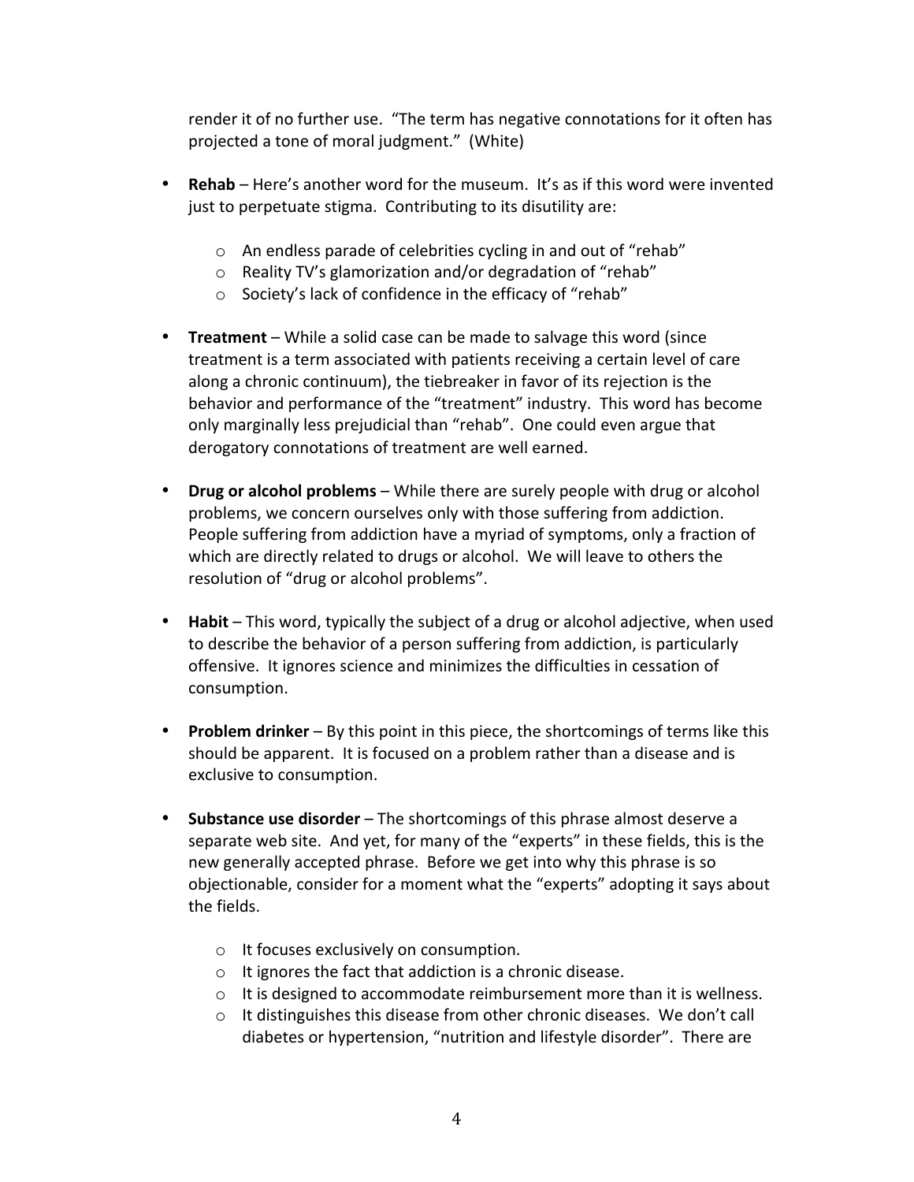render it of no further use. "The term has negative connotations for it often has projected a tone of moral judgment." (White)

- **Rehab** – Here's another word for the museum. It's as if this word were invented just to perpetuate stigma. Contributing to its disutility are:
  - An endless parade of celebrities cycling in and out of "rehab"
  - Reality TV's glamorization and/or degradation of "rehab"
  - Society's lack of confidence in the efficacy of "rehab"

- **Treatment** – While a solid case can be made to salvage this word (since treatment is a term associated with patients receiving a certain level of care along a chronic continuum), the tiebreaker in favor of its rejection is the behavior and performance of the "treatment" industry. This word has become only marginally less prejudicial than "rehab". One could even argue that derogatory connotations of treatment are well earned.

- **Drug or alcohol problems** – While there are surely people with drug or alcohol problems, we concern ourselves only with those suffering from addiction. People suffering from addiction have a myriad of symptoms, only a fraction of which are directly related to drugs or alcohol. We will leave to others the resolution of "drug or alcohol problems".

- **Habit** – This word, typically the subject of a drug or alcohol adjective, when used to describe the behavior of a person suffering from addiction, is particularly offensive. It ignores science and minimizes the difficulties in cessation of consumption.

- **Problem drinker** – By this point in this piece, the shortcomings of terms like this should be apparent. It is focused on a problem rather than a disease and is exclusive to consumption.

- **Substance use disorder** – The shortcomings of this phrase almost deserve a separate web site. And yet, for many of the "experts" in these fields, this is the new generally accepted phrase. Before we get into why this phrase is so objectionable, consider for a moment what the "experts" adopting it says about the fields.
  - It focuses exclusively on consumption.
  - It ignores the fact that addiction is a chronic disease.
  - It is designed to accommodate reimbursement more than it is wellness.
  - It distinguishes this disease from other chronic diseases. We don't call diabetes or hypertension, "nutrition and lifestyle disorder". There are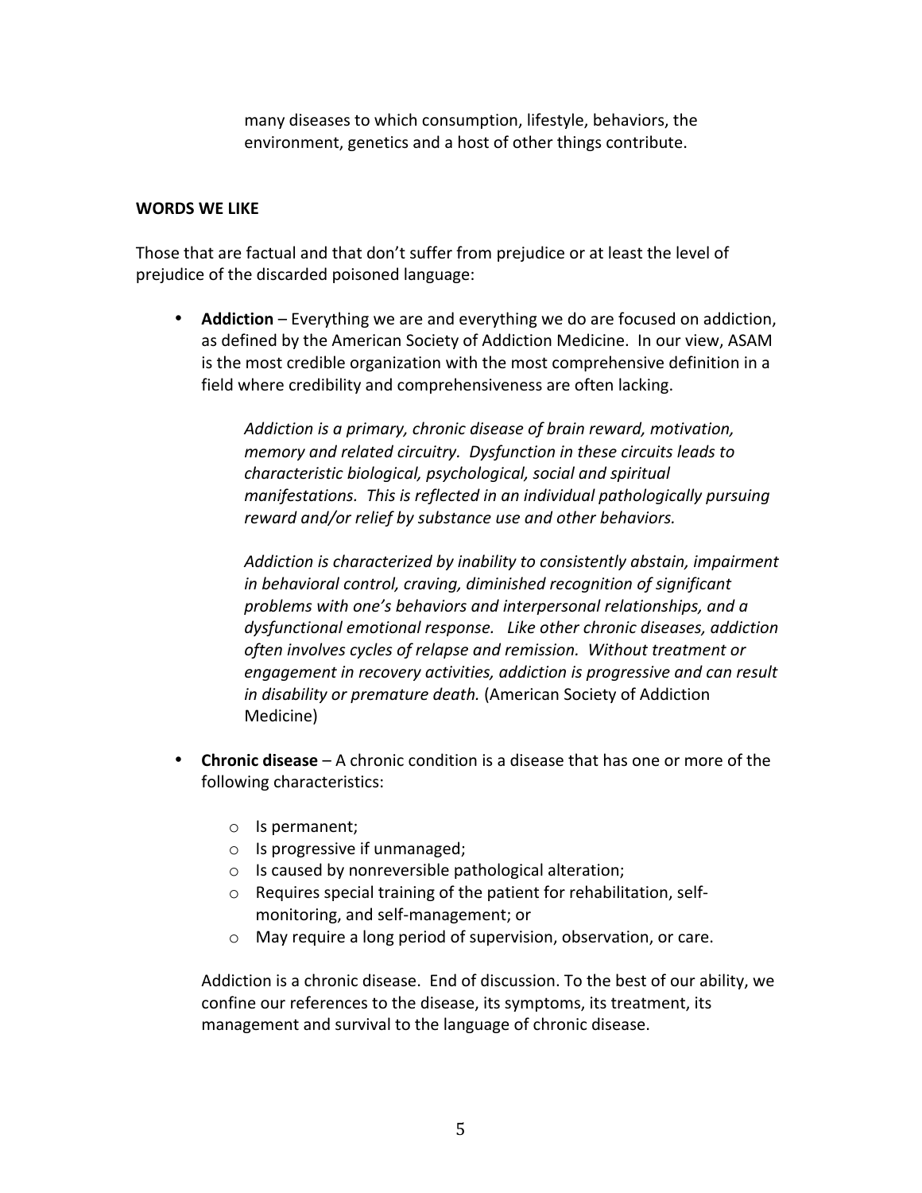many diseases to which consumption, lifestyle, behaviors, the environment, genetics and a host of other things contribute.

**WORDS WE LIKE**

Those that are factual and that don't suffer from prejudice or at least the level of prejudice of the discarded poisoned language:

- **Addiction** – Everything we are and everything we do are focused on addiction, as defined by the American Society of Addiction Medicine. In our view, ASAM is the most credible organization with the most comprehensive definition in a field where credibility and comprehensiveness are often lacking.

  > *Addiction is a primary, chronic disease of brain reward, motivation, memory and related circuitry. Dysfunction in these circuits leads to characteristic biological, psychological, social and spiritual manifestations. This is reflected in an individual pathologically pursuing reward and/or relief by substance use and other behaviors.*
  >
  > *Addiction is characterized by inability to consistently abstain, impairment in behavioral control, craving, diminished recognition of significant problems with one's behaviors and interpersonal relationships, and a dysfunctional emotional response. Like other chronic diseases, addiction often involves cycles of relapse and remission. Without treatment or engagement in recovery activities, addiction is progressive and can result in disability or premature death.* (American Society of Addiction Medicine)

- **Chronic disease** – A chronic condition is a disease that has one or more of the following characteristics:

  - Is permanent;
  - Is progressive if unmanaged;
  - Is caused by nonreversible pathological alteration;
  - Requires special training of the patient for rehabilitation, self-monitoring, and self-management; or
  - May require a long period of supervision, observation, or care.

  Addiction is a chronic disease. End of discussion. To the best of our ability, we confine our references to the disease, its symptoms, its treatment, its management and survival to the language of chronic disease.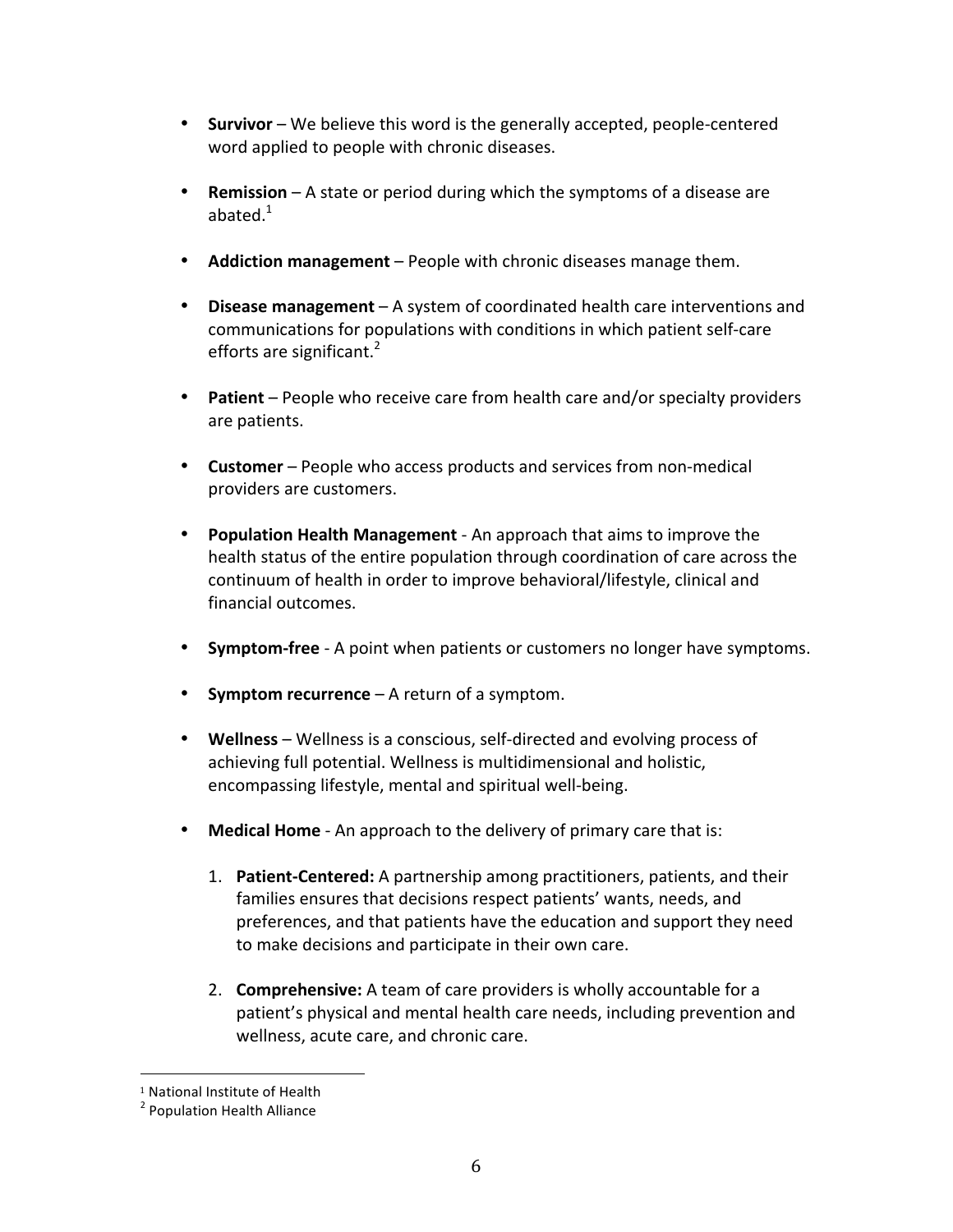- **Survivor** – We believe this word is the generally accepted, people-centered word applied to people with chronic diseases.

- **Remission** – A state or period during which the symptoms of a disease are abated.[1]

- **Addiction management** – People with chronic diseases manage them.

- **Disease management** – A system of coordinated health care interventions and communications for populations with conditions in which patient self-care efforts are significant.[2]

- **Patient** – People who receive care from health care and/or specialty providers are patients.

- **Customer** – People who access products and services from non-medical providers are customers.

- **Population Health Management** - An approach that aims to improve the health status of the entire population through coordination of care across the continuum of health in order to improve behavioral/lifestyle, clinical and financial outcomes.

- **Symptom-free** - A point when patients or customers no longer have symptoms.

- **Symptom recurrence** – A return of a symptom.

- **Wellness** – Wellness is a conscious, self-directed and evolving process of achieving full potential. Wellness is multidimensional and holistic, encompassing lifestyle, mental and spiritual well-being.

- **Medical Home** - An approach to the delivery of primary care that is:

    1. **Patient-Centered:** A partnership among practitioners, patients, and their families ensures that decisions respect patients' wants, needs, and preferences, and that patients have the education and support they need to make decisions and participate in their own care.

    2. **Comprehensive:** A team of care providers is wholly accountable for a patient's physical and mental health care needs, including prevention and wellness, acute care, and chronic care.

---

[1] National Institute of Health

[2] Population Health Alliance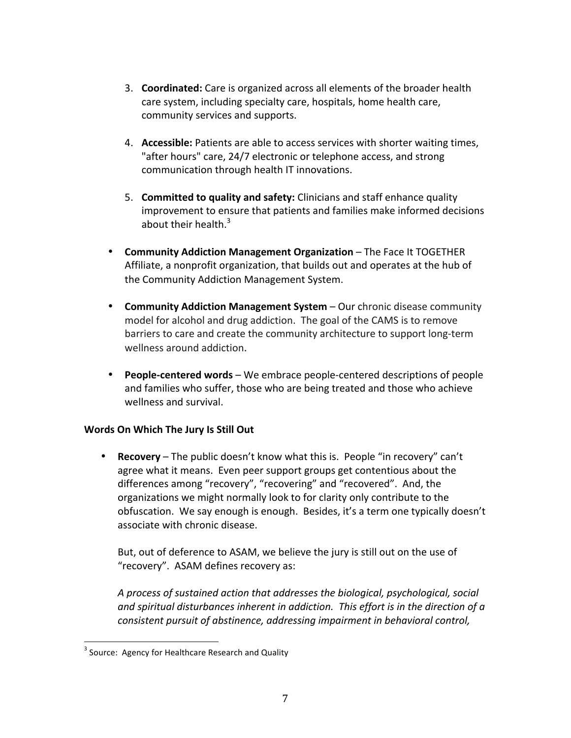3. **Coordinated:** Care is organized across all elements of the broader health care system, including specialty care, hospitals, home health care, community services and supports.

4. **Accessible:** Patients are able to access services with shorter waiting times, "after hours" care, 24/7 electronic or telephone access, and strong communication through health IT innovations.

5. **Committed to quality and safety:** Clinicians and staff enhance quality improvement to ensure that patients and families make informed decisions about their health.[3]

- **Community Addiction Management Organization** – The Face It TOGETHER Affiliate, a nonprofit organization, that builds out and operates at the hub of the Community Addiction Management System.

- **Community Addiction Management System** – Our chronic disease community model for alcohol and drug addiction. The goal of the CAMS is to remove barriers to care and create the community architecture to support long-term wellness around addiction.

- **People-centered words** – We embrace people-centered descriptions of people and families who suffer, those who are being treated and those who achieve wellness and survival.

**Words On Which The Jury Is Still Out**

- **Recovery** – The public doesn't know what this is. People "in recovery" can't agree what it means. Even peer support groups get contentious about the differences among "recovery", "recovering" and "recovered". And, the organizations we might normally look to for clarity only contribute to the obfuscation. We say enough is enough. Besides, it's a term one typically doesn't associate with chronic disease.

  But, out of deference to ASAM, we believe the jury is still out on the use of "recovery". ASAM defines recovery as:

  *A process of sustained action that addresses the biological, psychological, social and spiritual disturbances inherent in addiction. This effort is in the direction of a consistent pursuit of abstinence, addressing impairment in behavioral control,*

[3] Source: Agency for Healthcare Research and Quality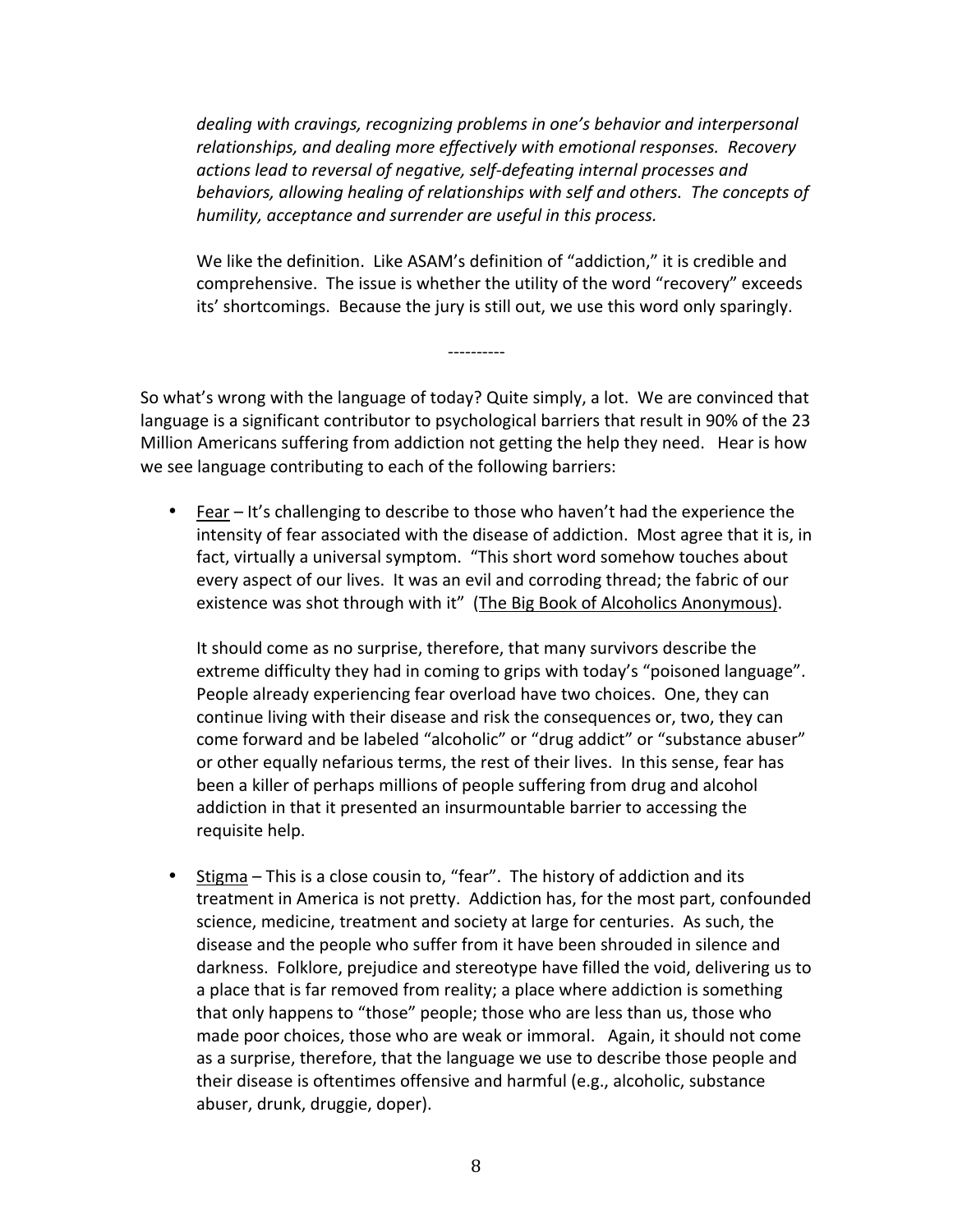*dealing with cravings, recognizing problems in one's behavior and interpersonal relationships, and dealing more effectively with emotional responses. Recovery actions lead to reversal of negative, self-defeating internal processes and behaviors, allowing healing of relationships with self and others. The concepts of humility, acceptance and surrender are useful in this process.*

We like the definition. Like ASAM's definition of "addiction," it is credible and comprehensive. The issue is whether the utility of the word "recovery" exceeds its' shortcomings. Because the jury is still out, we use this word only sparingly.

----------

So what's wrong with the language of today? Quite simply, a lot. We are convinced that language is a significant contributor to psychological barriers that result in 90% of the 23 Million Americans suffering from addiction not getting the help they need. Hear is how we see language contributing to each of the following barriers:

- <u>Fear</u> – It's challenging to describe to those who haven't had the experience the intensity of fear associated with the disease of addiction. Most agree that it is, in fact, virtually a universal symptom. "This short word somehow touches about every aspect of our lives. It was an evil and corroding thread; the fabric of our existence was shot through with it" (<u>The Big Book of Alcoholics Anonymous</u>).

  It should come as no surprise, therefore, that many survivors describe the extreme difficulty they had in coming to grips with today's "poisoned language". People already experiencing fear overload have two choices. One, they can continue living with their disease and risk the consequences or, two, they can come forward and be labeled "alcoholic" or "drug addict" or "substance abuser" or other equally nefarious terms, the rest of their lives. In this sense, fear has been a killer of perhaps millions of people suffering from drug and alcohol addiction in that it presented an insurmountable barrier to accessing the requisite help.

- <u>Stigma</u> – This is a close cousin to, "fear". The history of addiction and its treatment in America is not pretty. Addiction has, for the most part, confounded science, medicine, treatment and society at large for centuries. As such, the disease and the people who suffer from it have been shrouded in silence and darkness. Folklore, prejudice and stereotype have filled the void, delivering us to a place that is far removed from reality; a place where addiction is something that only happens to "those" people; those who are less than us, those who made poor choices, those who are weak or immoral. Again, it should not come as a surprise, therefore, that the language we use to describe those people and their disease is oftentimes offensive and harmful (e.g., alcoholic, substance abuser, drunk, druggie, doper).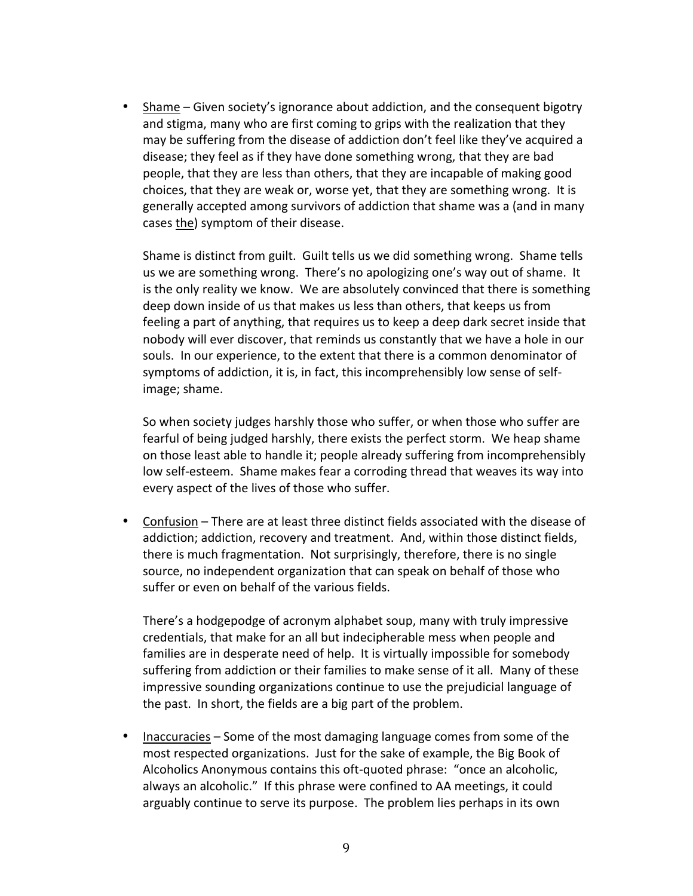- <u>Shame</u> – Given society's ignorance about addiction, and the consequent bigotry and stigma, many who are first coming to grips with the realization that they may be suffering from the disease of addiction don't feel like they've acquired a disease; they feel as if they have done something wrong, that they are bad people, that they are less than others, that they are incapable of making good choices, that they are weak or, worse yet, that they are something wrong. It is generally accepted among survivors of addiction that shame was a (and in many cases <u>the</u>) symptom of their disease.

  Shame is distinct from guilt. Guilt tells us we did something wrong. Shame tells us we are something wrong. There's no apologizing one's way out of shame. It is the only reality we know. We are absolutely convinced that there is something deep down inside of us that makes us less than others, that keeps us from feeling a part of anything, that requires us to keep a deep dark secret inside that nobody will ever discover, that reminds us constantly that we have a hole in our souls. In our experience, to the extent that there is a common denominator of symptoms of addiction, it is, in fact, this incomprehensibly low sense of self-image; shame.

  So when society judges harshly those who suffer, or when those who suffer are fearful of being judged harshly, there exists the perfect storm. We heap shame on those least able to handle it; people already suffering from incomprehensibly low self-esteem. Shame makes fear a corroding thread that weaves its way into every aspect of the lives of those who suffer.

- <u>Confusion</u> – There are at least three distinct fields associated with the disease of addiction; addiction, recovery and treatment. And, within those distinct fields, there is much fragmentation. Not surprisingly, therefore, there is no single source, no independent organization that can speak on behalf of those who suffer or even on behalf of the various fields.

  There's a hodgepodge of acronym alphabet soup, many with truly impressive credentials, that make for an all but indecipherable mess when people and families are in desperate need of help. It is virtually impossible for somebody suffering from addiction or their families to make sense of it all. Many of these impressive sounding organizations continue to use the prejudicial language of the past. In short, the fields are a big part of the problem.

- <u>Inaccuracies</u> – Some of the most damaging language comes from some of the most respected organizations. Just for the sake of example, the Big Book of Alcoholics Anonymous contains this oft-quoted phrase: "once an alcoholic, always an alcoholic." If this phrase were confined to AA meetings, it could arguably continue to serve its purpose. The problem lies perhaps in its own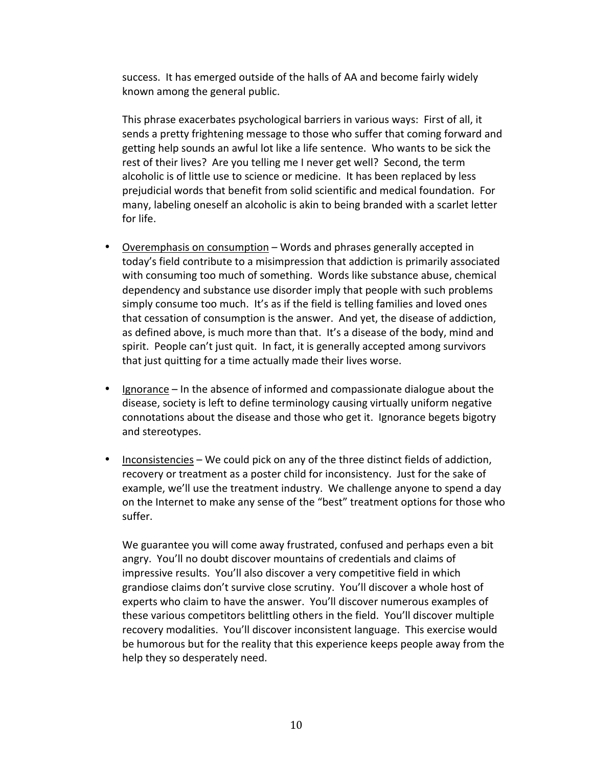success. It has emerged outside of the halls of AA and become fairly widely known among the general public.

This phrase exacerbates psychological barriers in various ways: First of all, it sends a pretty frightening message to those who suffer that coming forward and getting help sounds an awful lot like a life sentence. Who wants to be sick the rest of their lives? Are you telling me I never get well? Second, the term alcoholic is of little use to science or medicine. It has been replaced by less prejudicial words that benefit from solid scientific and medical foundation. For many, labeling oneself an alcoholic is akin to being branded with a scarlet letter for life.

- <u>Overemphasis on consumption</u> – Words and phrases generally accepted in today's field contribute to a misimpression that addiction is primarily associated with consuming too much of something. Words like substance abuse, chemical dependency and substance use disorder imply that people with such problems simply consume too much. It's as if the field is telling families and loved ones that cessation of consumption is the answer. And yet, the disease of addiction, as defined above, is much more than that. It's a disease of the body, mind and spirit. People can't just quit. In fact, it is generally accepted among survivors that just quitting for a time actually made their lives worse.

- <u>Ignorance</u> – In the absence of informed and compassionate dialogue about the disease, society is left to define terminology causing virtually uniform negative connotations about the disease and those who get it. Ignorance begets bigotry and stereotypes.

- <u>Inconsistencies</u> – We could pick on any of the three distinct fields of addiction, recovery or treatment as a poster child for inconsistency. Just for the sake of example, we'll use the treatment industry. We challenge anyone to spend a day on the Internet to make any sense of the "best" treatment options for those who suffer.

  We guarantee you will come away frustrated, confused and perhaps even a bit angry. You'll no doubt discover mountains of credentials and claims of impressive results. You'll also discover a very competitive field in which grandiose claims don't survive close scrutiny. You'll discover a whole host of experts who claim to have the answer. You'll discover numerous examples of these various competitors belittling others in the field. You'll discover multiple recovery modalities. You'll discover inconsistent language. This exercise would be humorous but for the reality that this experience keeps people away from the help they so desperately need.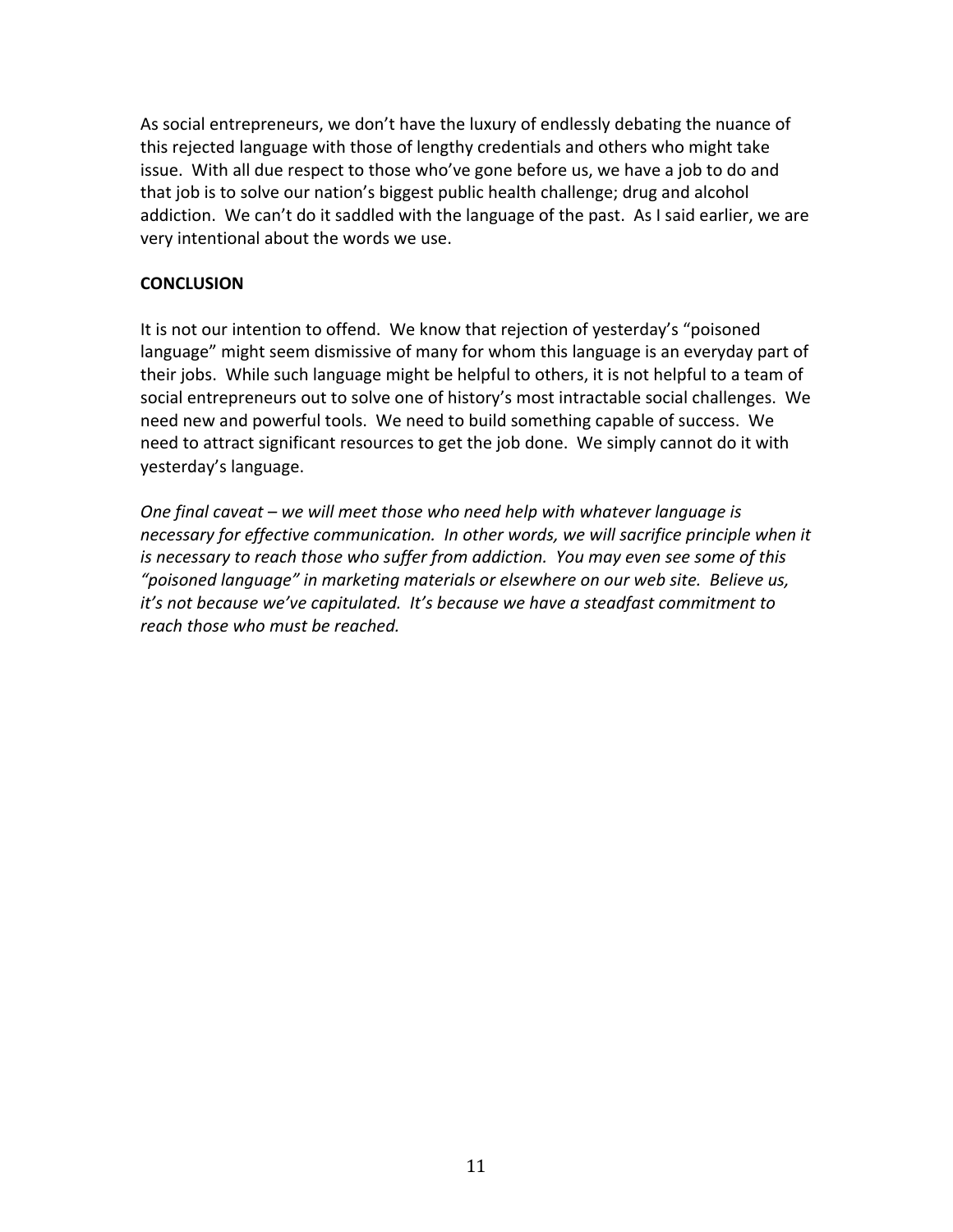As social entrepreneurs, we don't have the luxury of endlessly debating the nuance of this rejected language with those of lengthy credentials and others who might take issue. With all due respect to those who've gone before us, we have a job to do and that job is to solve our nation's biggest public health challenge; drug and alcohol addiction. We can't do it saddled with the language of the past. As I said earlier, we are very intentional about the words we use.

**CONCLUSION**

It is not our intention to offend. We know that rejection of yesterday's "poisoned language" might seem dismissive of many for whom this language is an everyday part of their jobs. While such language might be helpful to others, it is not helpful to a team of social entrepreneurs out to solve one of history's most intractable social challenges. We need new and powerful tools. We need to build something capable of success. We need to attract significant resources to get the job done. We simply cannot do it with yesterday's language.

*One final caveat – we will meet those who need help with whatever language is necessary for effective communication. In other words, we will sacrifice principle when it is necessary to reach those who suffer from addiction. You may even see some of this "poisoned language" in marketing materials or elsewhere on our web site. Believe us, it's not because we've capitulated. It's because we have a steadfast commitment to reach those who must be reached.*